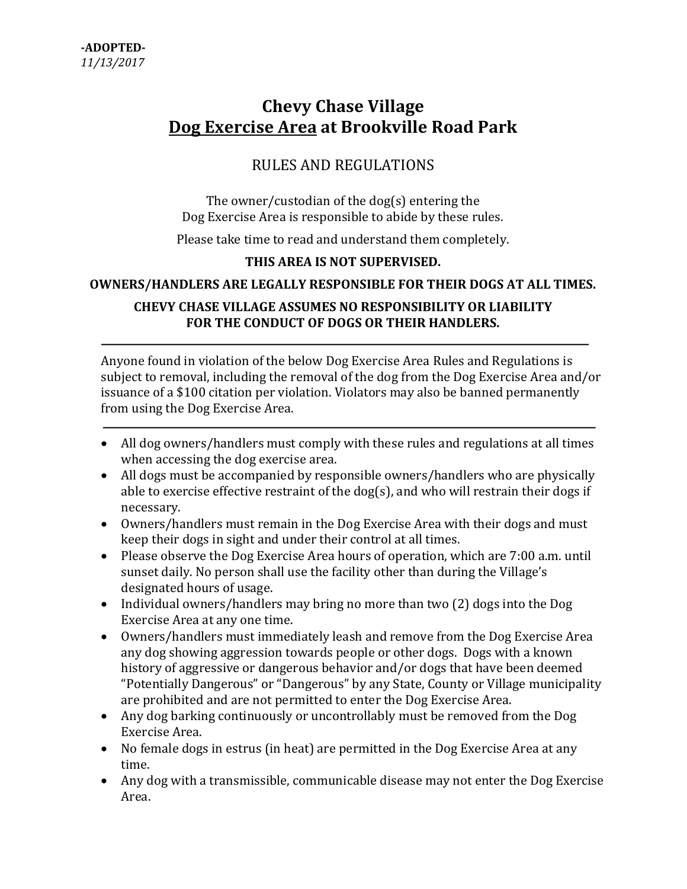**-ADOPTED-**
*11/13/2017*

# Chevy Chase Village
# Dog Exercise Area at Brookville Road Park

## RULES AND REGULATIONS

The owner/custodian of the dog(s) entering the Dog Exercise Area is responsible to abide by these rules.

Please take time to read and understand them completely.

**THIS AREA IS NOT SUPERVISED.**

**OWNERS/HANDLERS ARE LEGALLY RESPONSIBLE FOR THEIR DOGS AT ALL TIMES.**

**CHEVY CHASE VILLAGE ASSUMES NO RESPONSIBILITY OR LIABILITY FOR THE CONDUCT OF DOGS OR THEIR HANDLERS.**

---

Anyone found in violation of the below Dog Exercise Area Rules and Regulations is subject to removal, including the removal of the dog from the Dog Exercise Area and/or issuance of a $100 citation per violation. Violators may also be banned permanently from using the Dog Exercise Area.

---

- All dog owners/handlers must comply with these rules and regulations at all times when accessing the dog exercise area.
- All dogs must be accompanied by responsible owners/handlers who are physically able to exercise effective restraint of the dog(s), and who will restrain their dogs if necessary.
- Owners/handlers must remain in the Dog Exercise Area with their dogs and must keep their dogs in sight and under their control at all times.
- Please observe the Dog Exercise Area hours of operation, which are 7:00 a.m. until sunset daily. No person shall use the facility other than during the Village's designated hours of usage.
- Individual owners/handlers may bring no more than two (2) dogs into the Dog Exercise Area at any one time.
- Owners/handlers must immediately leash and remove from the Dog Exercise Area any dog showing aggression towards people or other dogs. Dogs with a known history of aggressive or dangerous behavior and/or dogs that have been deemed "Potentially Dangerous" or "Dangerous" by any State, County or Village municipality are prohibited and are not permitted to enter the Dog Exercise Area.
- Any dog barking continuously or uncontrollably must be removed from the Dog Exercise Area.
- No female dogs in estrus (in heat) are permitted in the Dog Exercise Area at any time.
- Any dog with a transmissible, communicable disease may not enter the Dog Exercise Area.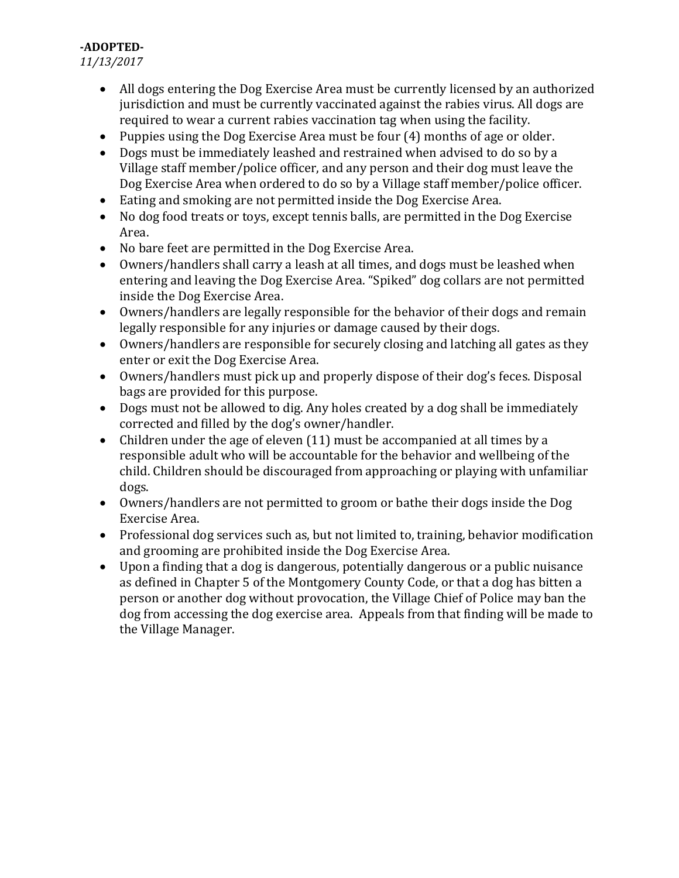**-ADOPTED-**
*11/13/2017*

- All dogs entering the Dog Exercise Area must be currently licensed by an authorized jurisdiction and must be currently vaccinated against the rabies virus. All dogs are required to wear a current rabies vaccination tag when using the facility.
- Puppies using the Dog Exercise Area must be four (4) months of age or older.
- Dogs must be immediately leashed and restrained when advised to do so by a Village staff member/police officer, and any person and their dog must leave the Dog Exercise Area when ordered to do so by a Village staff member/police officer.
- Eating and smoking are not permitted inside the Dog Exercise Area.
- No dog food treats or toys, except tennis balls, are permitted in the Dog Exercise Area.
- No bare feet are permitted in the Dog Exercise Area.
- Owners/handlers shall carry a leash at all times, and dogs must be leashed when entering and leaving the Dog Exercise Area. "Spiked" dog collars are not permitted inside the Dog Exercise Area.
- Owners/handlers are legally responsible for the behavior of their dogs and remain legally responsible for any injuries or damage caused by their dogs.
- Owners/handlers are responsible for securely closing and latching all gates as they enter or exit the Dog Exercise Area.
- Owners/handlers must pick up and properly dispose of their dog's feces. Disposal bags are provided for this purpose.
- Dogs must not be allowed to dig. Any holes created by a dog shall be immediately corrected and filled by the dog's owner/handler.
- Children under the age of eleven (11) must be accompanied at all times by a responsible adult who will be accountable for the behavior and wellbeing of the child. Children should be discouraged from approaching or playing with unfamiliar dogs.
- Owners/handlers are not permitted to groom or bathe their dogs inside the Dog Exercise Area.
- Professional dog services such as, but not limited to, training, behavior modification and grooming are prohibited inside the Dog Exercise Area.
- Upon a finding that a dog is dangerous, potentially dangerous or a public nuisance as defined in Chapter 5 of the Montgomery County Code, or that a dog has bitten a person or another dog without provocation, the Village Chief of Police may ban the dog from accessing the dog exercise area. Appeals from that finding will be made to the Village Manager.